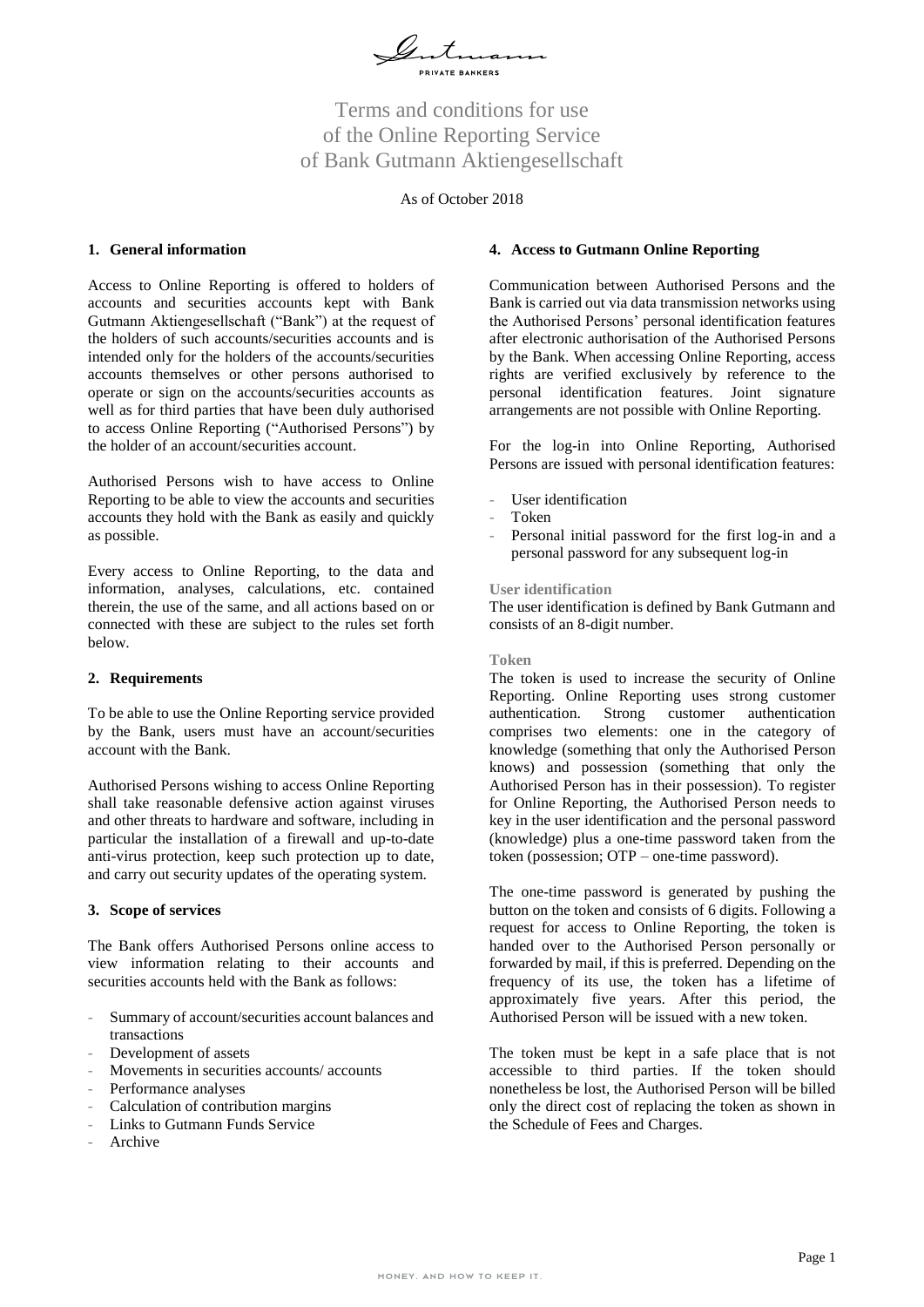# Terms and conditions for use of the Online Reporting Service of Bank Gutmann Aktiengesellschaft

As of October 2018

## 1. General information

Access to Online Reporting is offered to holders of accounts and securities accounts kept with Bank Gutmann Aktiengesellschaft ("Bank") at the request of the holders of such accounts/securities accounts and is intended only for the holders of the accounts/securities accounts themselves or other persons authorised to operate or sign on the accounts/securities accounts as well as for third parties that have been duly authorised to access Online Reporting ("Authorised Persons") by the holder of an account/securities account.

Authorised Persons wish to have access to Online Reporting to be able to view the accounts and securities accounts they hold with the Bank as easily and quickly as possible.

Every access to Online Reporting, to the data and information, analyses, calculations, etc. contained therein, the use of the same, and all actions based on or connected with these are subject to the rules set forth below.

## 2. Requirements

To be able to use the Online Reporting service provided by the Bank, users must have an account/securities account with the Bank.

Authorised Persons wishing to access Online Reporting shall take reasonable defensive action against viruses and other threats to hardware and software, including in particular the installation of a firewall and up-to-date anti-virus protection, keep such protection up to date, and carry out security updates of the operating system.

## 3. Scope of services

The Bank offers Authorised Persons online access to view information relating to their accounts and securities accounts held with the Bank as follows:

- Summary of account/securities account balances and transactions
- Development of assets
- Movements in securities accounts/ accounts
- Performance analyses
- Calculation of contribution margins
- Links to Gutmann Funds Service
- Archive

## 4. Access to Gutmann Online Reporting

Communication between Authorised Persons and the Bank is carried out via data transmission networks using the Authorised Persons' personal identification features after electronic authorisation of the Authorised Persons by the Bank. When accessing Online Reporting, access rights are verified exclusively by reference to the personal identification features. Joint signature arrangements are not possible with Online Reporting.

For the log-in into Online Reporting, Authorised Persons are issued with personal identification features:

- User identification
- Token
- Personal initial password for the first log-in and a personal password for any subsequent log-in

### User identification

The user identification is defined by Bank Gutmann and consists of an 8-digit number.

### Token

The token is used to increase the security of Online Reporting. Online Reporting uses strong customer authentication. Strong customer authentication comprises two elements: one in the category of knowledge (something that only the Authorised Person knows) and possession (something that only the Authorised Person has in their possession). To register for Online Reporting, the Authorised Person needs to key in the user identification and the personal password (knowledge) plus a one-time password taken from the token (possession; OTP – one-time password).

The one-time password is generated by pushing the button on the token and consists of 6 digits. Following a request for access to Online Reporting, the token is handed over to the Authorised Person personally or forwarded by mail, if this is preferred. Depending on the frequency of its use, the token has a lifetime of approximately five years. After this period, the Authorised Person will be issued with a new token.

The token must be kept in a safe place that is not accessible to third parties. If the token should nonetheless be lost, the Authorised Person will be billed only the direct cost of replacing the token as shown in the Schedule of Fees and Charges.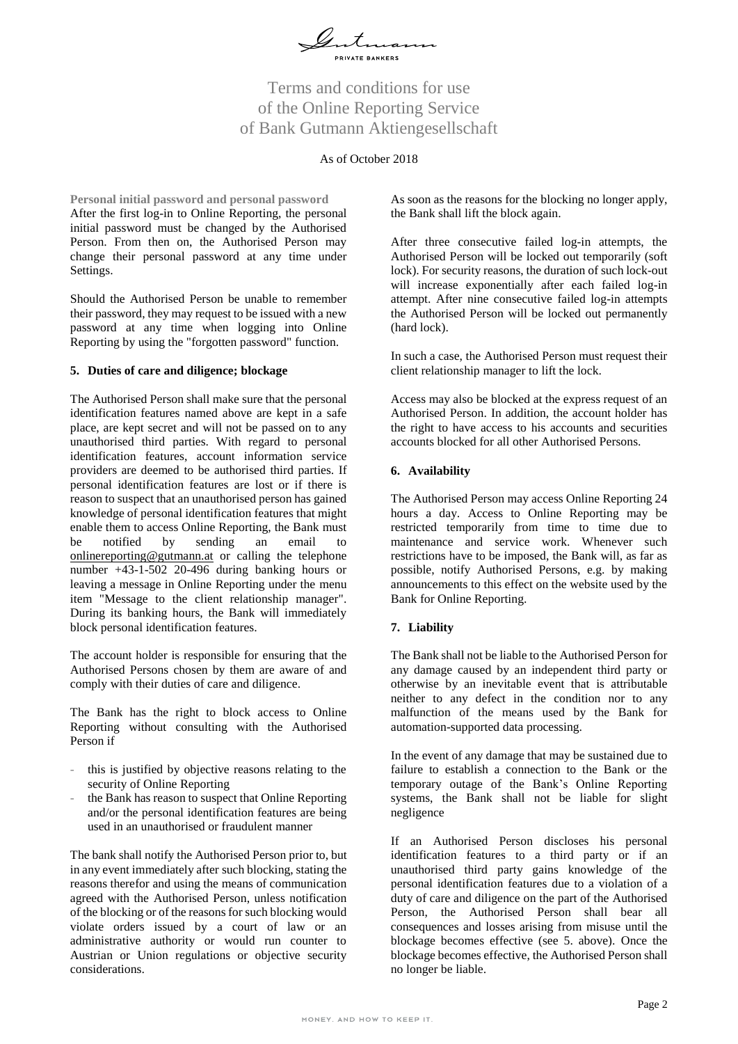# Terms and conditions for use of the Online Reporting Service of Bank Gutmann Aktiengesellschaft

As of October 2018

**Personal initial password and personal password**

After the first log-in to Online Reporting, the personal initial password must be changed by the Authorised Person. From then on, the Authorised Person may change their personal password at any time under Settings.

Should the Authorised Person be unable to remember their password, they may request to be issued with a new password at any time when logging into Online Reporting by using the "forgotten password" function.

## 5. Duties of care and diligence; blockage

The Authorised Person shall make sure that the personal identification features named above are kept in a safe place, are kept secret and will not be passed on to any unauthorised third parties. With regard to personal identification features, account information service providers are deemed to be authorised third parties. If personal identification features are lost or if there is reason to suspect that an unauthorised person has gained knowledge of personal identification features that might enable them to access Online Reporting, the Bank must be notified by sending an email to onlinereporting@gutmann.at or calling the telephone number +43-1-502 20-496 during banking hours or leaving a message in Online Reporting under the menu item "Message to the client relationship manager". During its banking hours, the Bank will immediately block personal identification features.

The account holder is responsible for ensuring that the Authorised Persons chosen by them are aware of and comply with their duties of care and diligence.

The Bank has the right to block access to Online Reporting without consulting with the Authorised Person if

- this is justified by objective reasons relating to the security of Online Reporting
- the Bank has reason to suspect that Online Reporting and/or the personal identification features are being used in an unauthorised or fraudulent manner

The bank shall notify the Authorised Person prior to, but in any event immediately after such blocking, stating the reasons therefor and using the means of communication agreed with the Authorised Person, unless notification of the blocking or of the reasons for such blocking would violate orders issued by a court of law or an administrative authority or would run counter to Austrian or Union regulations or objective security considerations.

As soon as the reasons for the blocking no longer apply, the Bank shall lift the block again.

After three consecutive failed log-in attempts, the Authorised Person will be locked out temporarily (soft lock). For security reasons, the duration of such lock-out will increase exponentially after each failed log-in attempt. After nine consecutive failed log-in attempts the Authorised Person will be locked out permanently (hard lock).

In such a case, the Authorised Person must request their client relationship manager to lift the lock.

Access may also be blocked at the express request of an Authorised Person. In addition, the account holder has the right to have access to his accounts and securities accounts blocked for all other Authorised Persons.

## 6. Availability

The Authorised Person may access Online Reporting 24 hours a day. Access to Online Reporting may be restricted temporarily from time to time due to maintenance and service work. Whenever such restrictions have to be imposed, the Bank will, as far as possible, notify Authorised Persons, e.g. by making announcements to this effect on the website used by the Bank for Online Reporting.

## 7. Liability

The Bank shall not be liable to the Authorised Person for any damage caused by an independent third party or otherwise by an inevitable event that is attributable neither to any defect in the condition nor to any malfunction of the means used by the Bank for automation-supported data processing.

In the event of any damage that may be sustained due to failure to establish a connection to the Bank or the temporary outage of the Bank's Online Reporting systems, the Bank shall not be liable for slight negligence

If an Authorised Person discloses his personal identification features to a third party or if an unauthorised third party gains knowledge of the personal identification features due to a violation of a duty of care and diligence on the part of the Authorised Person, the Authorised Person shall bear all consequences and losses arising from misuse until the blockage becomes effective (see 5. above). Once the blockage becomes effective, the Authorised Person shall no longer be liable.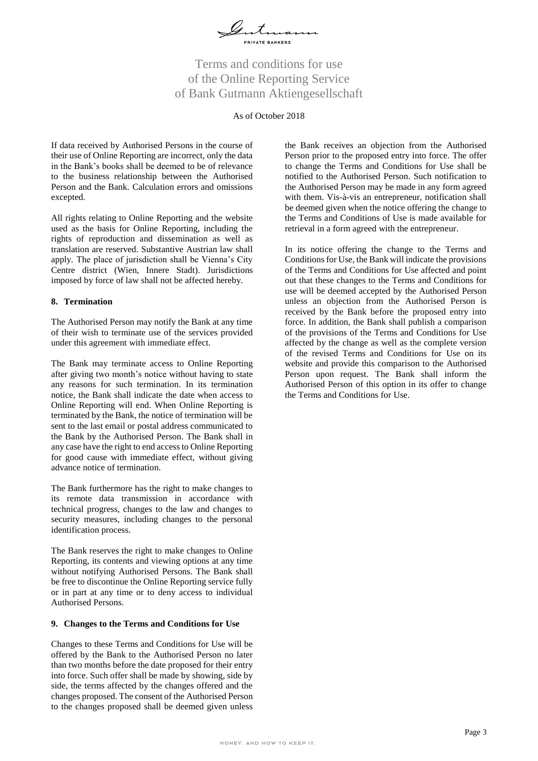If data received by Authorised Persons in the course of their use of Online Reporting are incorrect, only the data in the Bank's books shall be deemed to be of relevance to the business relationship between the Authorised Person and the Bank. Calculation errors and omissions excepted.

All rights relating to Online Reporting and the website used as the basis for Online Reporting, including the rights of reproduction and dissemination as well as translation are reserved. Substantive Austrian law shall apply. The place of jurisdiction shall be Vienna's City Centre district (Wien, Innere Stadt). Jurisdictions imposed by force of law shall not be affected hereby.

## 8. Termination

The Authorised Person may notify the Bank at any time of their wish to terminate use of the services provided under this agreement with immediate effect.

The Bank may terminate access to Online Reporting after giving two month's notice without having to state any reasons for such termination. In its termination notice, the Bank shall indicate the date when access to Online Reporting will end. When Online Reporting is terminated by the Bank, the notice of termination will be sent to the last email or postal address communicated to the Bank by the Authorised Person. The Bank shall in any case have the right to end access to Online Reporting for good cause with immediate effect, without giving advance notice of termination.

The Bank furthermore has the right to make changes to its remote data transmission in accordance with technical progress, changes to the law and changes to security measures, including changes to the personal identification process.

The Bank reserves the right to make changes to Online Reporting, its contents and viewing options at any time without notifying Authorised Persons. The Bank shall be free to discontinue the Online Reporting service fully or in part at any time or to deny access to individual Authorised Persons.

## 9. Changes to the Terms and Conditions for Use

Changes to these Terms and Conditions for Use will be offered by the Bank to the Authorised Person no later than two months before the date proposed for their entry into force. Such offer shall be made by showing, side by side, the terms affected by the changes offered and the changes proposed. The consent of the Authorised Person to the changes proposed shall be deemed given unless the Bank receives an objection from the Authorised Person prior to the proposed entry into force. The offer to change the Terms and Conditions for Use shall be notified to the Authorised Person. Such notification to the Authorised Person may be made in any form agreed with them. Vis-à-vis an entrepreneur, notification shall be deemed given when the notice offering the change to the Terms and Conditions of Use is made available for retrieval in a form agreed with the entrepreneur.

In its notice offering the change to the Terms and Conditions for Use, the Bank will indicate the provisions of the Terms and Conditions for Use affected and point out that these changes to the Terms and Conditions for use will be deemed accepted by the Authorised Person unless an objection from the Authorised Person is received by the Bank before the proposed entry into force. In addition, the Bank shall publish a comparison of the provisions of the Terms and Conditions for Use affected by the change as well as the complete version of the revised Terms and Conditions for Use on its website and provide this comparison to the Authorised Person upon request. The Bank shall inform the Authorised Person of this option in its offer to change the Terms and Conditions for Use.